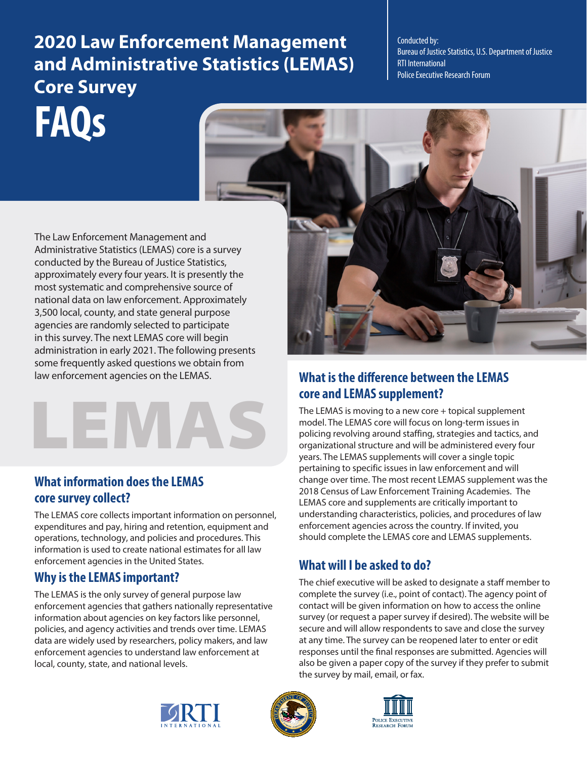# 2020 Law Enforcement Management and Administrative Statistics (LEMAS) Core Survey

# FAQs

Conducted by:
Bureau of Justice Statistics, U.S. Department of Justice
RTI International
Police Executive Research Forum

The Law Enforcement Management and Administrative Statistics (LEMAS) core is a survey conducted by the Bureau of Justice Statistics, approximately every four years. It is presently the most systematic and comprehensive source of national data on law enforcement. Approximately 3,500 local, county, and state general purpose agencies are randomly selected to participate in this survey. The next LEMAS core will begin administration in early 2021. The following presents some frequently asked questions we obtain from law enforcement agencies on the LEMAS.

LEMAS

## What information does the LEMAS core survey collect?

The LEMAS core collects important information on personnel, expenditures and pay, hiring and retention, equipment and operations, technology, and policies and procedures. This information is used to create national estimates for all law enforcement agencies in the United States.

## Why is the LEMAS important?

The LEMAS is the only survey of general purpose law enforcement agencies that gathers nationally representative information about agencies on key factors like personnel, policies, and agency activities and trends over time. LEMAS data are widely used by researchers, policy makers, and law enforcement agencies to understand law enforcement at local, county, state, and national levels.

## What is the difference between the LEMAS core and LEMAS supplement?

The LEMAS is moving to a new core + topical supplement model. The LEMAS core will focus on long-term issues in policing revolving around staffing, strategies and tactics, and organizational structure and will be administered every four years. The LEMAS supplements will cover a single topic pertaining to specific issues in law enforcement and will change over time. The most recent LEMAS supplement was the 2018 Census of Law Enforcement Training Academies. The LEMAS core and supplements are critically important to understanding characteristics, policies, and procedures of law enforcement agencies across the country. If invited, you should complete the LEMAS core and LEMAS supplements.

## What will I be asked to do?

The chief executive will be asked to designate a staff member to complete the survey (i.e., point of contact). The agency point of contact will be given information on how to access the online survey (or request a paper survey if desired). The website will be secure and will allow respondents to save and close the survey at any time. The survey can be reopened later to enter or edit responses until the final responses are submitted. Agencies will also be given a paper copy of the survey if they prefer to submit the survey by mail, email, or fax.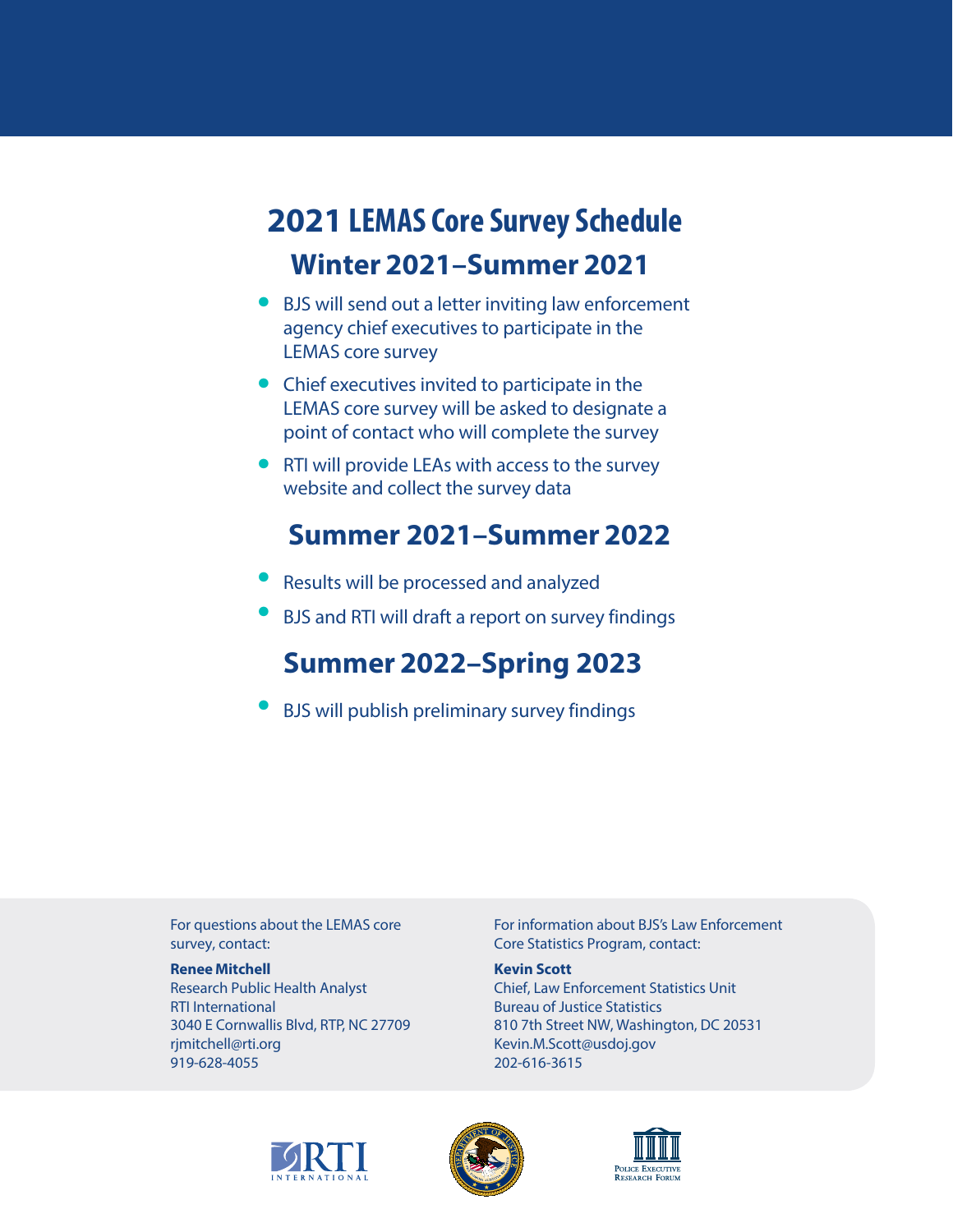# 2021 LEMAS Core Survey Schedule

## Winter 2021–Summer 2021

- BJS will send out a letter inviting law enforcement agency chief executives to participate in the LEMAS core survey
- Chief executives invited to participate in the LEMAS core survey will be asked to designate a point of contact who will complete the survey
- RTI will provide LEAs with access to the survey website and collect the survey data

## Summer 2021–Summer 2022

- Results will be processed and analyzed
- BJS and RTI will draft a report on survey findings

## Summer 2022–Spring 2023

- BJS will publish preliminary survey findings

For questions about the LEMAS core survey, contact:

**Renee Mitchell**
Research Public Health Analyst
RTI International
3040 E Cornwallis Blvd, RTP, NC 27709
rjmitchell@rti.org
919-628-4055

For information about BJS's Law Enforcement Core Statistics Program, contact:

**Kevin Scott**
Chief, Law Enforcement Statistics Unit
Bureau of Justice Statistics
810 7th Street NW, Washington, DC 20531
Kevin.M.Scott@usdoj.gov
202-616-3615

RTI INTERNATIONAL

POLICE EXECUTIVE RESEARCH FORUM